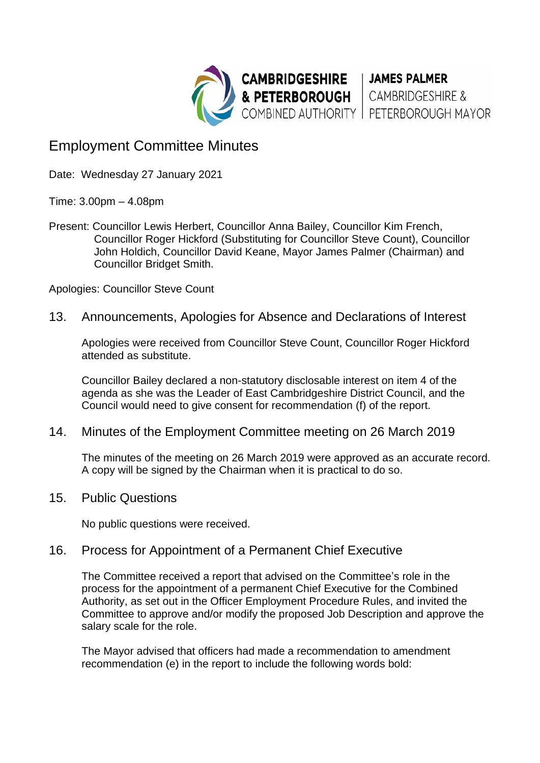CAMBRIDGESHIRE & PETERBOROUGH COMBINED AUTHORITY | JAMES PALMER CAMBRIDGESHIRE & PETERBOROUGH MAYOR

# Employment Committee Minutes

Date: Wednesday 27 January 2021

Time: 3.00pm – 4.08pm

Present: Councillor Lewis Herbert, Councillor Anna Bailey, Councillor Kim French, Councillor Roger Hickford (Substituting for Councillor Steve Count), Councillor John Holdich, Councillor David Keane, Mayor James Palmer (Chairman) and Councillor Bridget Smith.

Apologies: Councillor Steve Count

## 13. Announcements, Apologies for Absence and Declarations of Interest

Apologies were received from Councillor Steve Count, Councillor Roger Hickford attended as substitute.

Councillor Bailey declared a non-statutory disclosable interest on item 4 of the agenda as she was the Leader of East Cambridgeshire District Council, and the Council would need to give consent for recommendation (f) of the report.

## 14. Minutes of the Employment Committee meeting on 26 March 2019

The minutes of the meeting on 26 March 2019 were approved as an accurate record. A copy will be signed by the Chairman when it is practical to do so.

## 15. Public Questions

No public questions were received.

## 16. Process for Appointment of a Permanent Chief Executive

The Committee received a report that advised on the Committee's role in the process for the appointment of a permanent Chief Executive for the Combined Authority, as set out in the Officer Employment Procedure Rules, and invited the Committee to approve and/or modify the proposed Job Description and approve the salary scale for the role.

The Mayor advised that officers had made a recommendation to amendment recommendation (e) in the report to include the following words bold: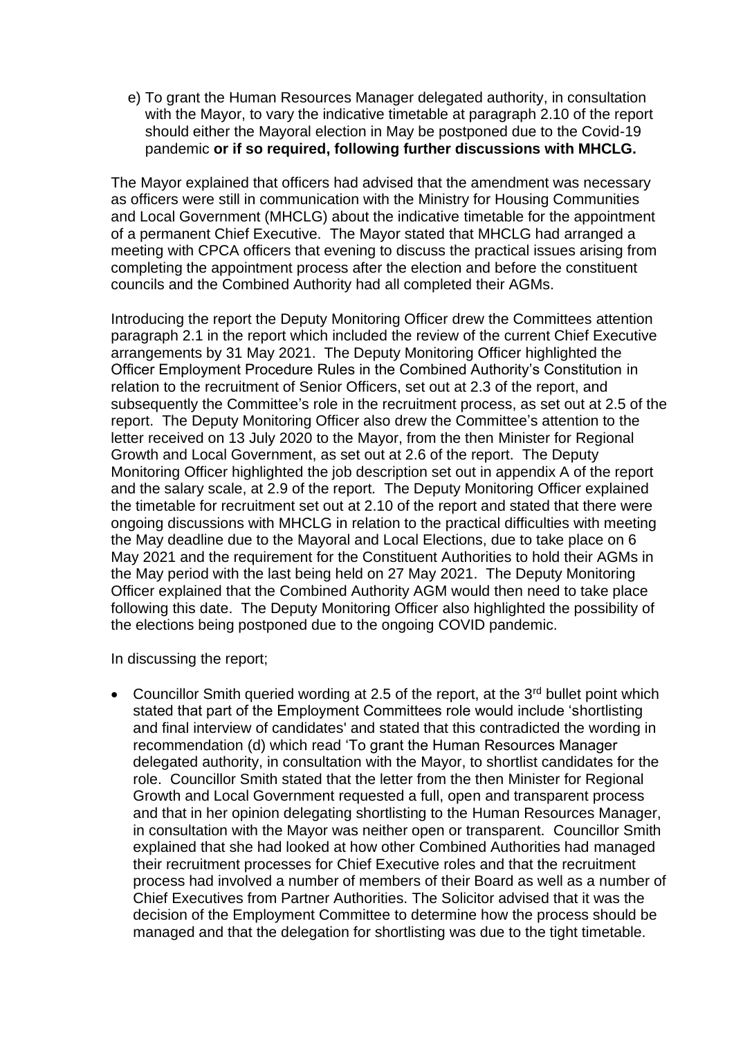e) To grant the Human Resources Manager delegated authority, in consultation with the Mayor, to vary the indicative timetable at paragraph 2.10 of the report should either the Mayoral election in May be postponed due to the Covid-19 pandemic **or if so required, following further discussions with MHCLG.**

The Mayor explained that officers had advised that the amendment was necessary as officers were still in communication with the Ministry for Housing Communities and Local Government (MHCLG) about the indicative timetable for the appointment of a permanent Chief Executive. The Mayor stated that MHCLG had arranged a meeting with CPCA officers that evening to discuss the practical issues arising from completing the appointment process after the election and before the constituent councils and the Combined Authority had all completed their AGMs.

Introducing the report the Deputy Monitoring Officer drew the Committees attention paragraph 2.1 in the report which included the review of the current Chief Executive arrangements by 31 May 2021. The Deputy Monitoring Officer highlighted the Officer Employment Procedure Rules in the Combined Authority's Constitution in relation to the recruitment of Senior Officers, set out at 2.3 of the report, and subsequently the Committee's role in the recruitment process, as set out at 2.5 of the report. The Deputy Monitoring Officer also drew the Committee's attention to the letter received on 13 July 2020 to the Mayor, from the then Minister for Regional Growth and Local Government, as set out at 2.6 of the report. The Deputy Monitoring Officer highlighted the job description set out in appendix A of the report and the salary scale, at 2.9 of the report. The Deputy Monitoring Officer explained the timetable for recruitment set out at 2.10 of the report and stated that there were ongoing discussions with MHCLG in relation to the practical difficulties with meeting the May deadline due to the Mayoral and Local Elections, due to take place on 6 May 2021 and the requirement for the Constituent Authorities to hold their AGMs in the May period with the last being held on 27 May 2021. The Deputy Monitoring Officer explained that the Combined Authority AGM would then need to take place following this date. The Deputy Monitoring Officer also highlighted the possibility of the elections being postponed due to the ongoing COVID pandemic.

In discussing the report;

- Councillor Smith queried wording at 2.5 of the report, at the 3rd bullet point which stated that part of the Employment Committees role would include 'shortlisting and final interview of candidates' and stated that this contradicted the wording in recommendation (d) which read 'To grant the Human Resources Manager delegated authority, in consultation with the Mayor, to shortlist candidates for the role. Councillor Smith stated that the letter from the then Minister for Regional Growth and Local Government requested a full, open and transparent process and that in her opinion delegating shortlisting to the Human Resources Manager, in consultation with the Mayor was neither open or transparent. Councillor Smith explained that she had looked at how other Combined Authorities had managed their recruitment processes for Chief Executive roles and that the recruitment process had involved a number of members of their Board as well as a number of Chief Executives from Partner Authorities. The Solicitor advised that it was the decision of the Employment Committee to determine how the process should be managed and that the delegation for shortlisting was due to the tight timetable.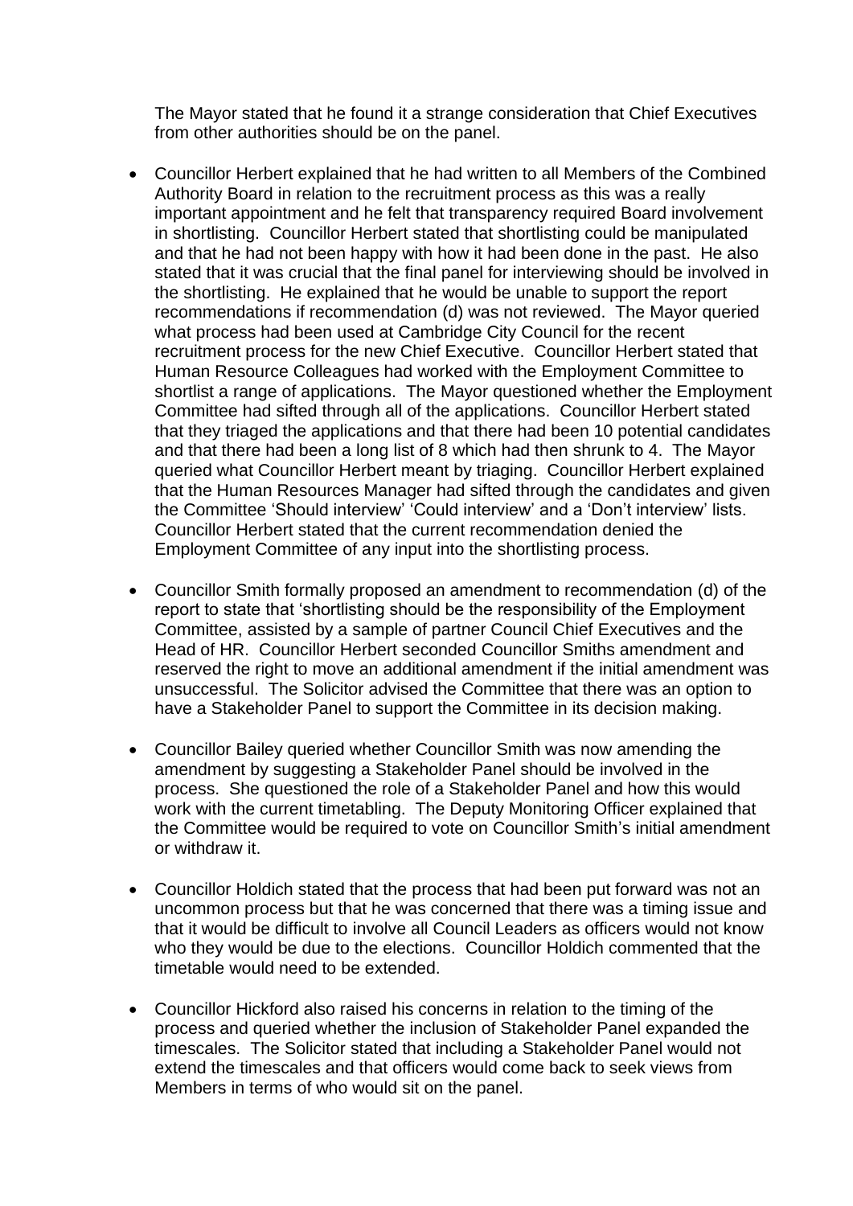The Mayor stated that he found it a strange consideration that Chief Executives from other authorities should be on the panel.

- Councillor Herbert explained that he had written to all Members of the Combined Authority Board in relation to the recruitment process as this was a really important appointment and he felt that transparency required Board involvement in shortlisting. Councillor Herbert stated that shortlisting could be manipulated and that he had not been happy with how it had been done in the past. He also stated that it was crucial that the final panel for interviewing should be involved in the shortlisting. He explained that he would be unable to support the report recommendations if recommendation (d) was not reviewed. The Mayor queried what process had been used at Cambridge City Council for the recent recruitment process for the new Chief Executive. Councillor Herbert stated that Human Resource Colleagues had worked with the Employment Committee to shortlist a range of applications. The Mayor questioned whether the Employment Committee had sifted through all of the applications. Councillor Herbert stated that they triaged the applications and that there had been 10 potential candidates and that there had been a long list of 8 which had then shrunk to 4. The Mayor queried what Councillor Herbert meant by triaging. Councillor Herbert explained that the Human Resources Manager had sifted through the candidates and given the Committee 'Should interview' 'Could interview' and a 'Don't interview' lists. Councillor Herbert stated that the current recommendation denied the Employment Committee of any input into the shortlisting process.

- Councillor Smith formally proposed an amendment to recommendation (d) of the report to state that 'shortlisting should be the responsibility of the Employment Committee, assisted by a sample of partner Council Chief Executives and the Head of HR. Councillor Herbert seconded Councillor Smiths amendment and reserved the right to move an additional amendment if the initial amendment was unsuccessful. The Solicitor advised the Committee that there was an option to have a Stakeholder Panel to support the Committee in its decision making.

- Councillor Bailey queried whether Councillor Smith was now amending the amendment by suggesting a Stakeholder Panel should be involved in the process. She questioned the role of a Stakeholder Panel and how this would work with the current timetabling. The Deputy Monitoring Officer explained that the Committee would be required to vote on Councillor Smith's initial amendment or withdraw it.

- Councillor Holdich stated that the process that had been put forward was not an uncommon process but that he was concerned that there was a timing issue and that it would be difficult to involve all Council Leaders as officers would not know who they would be due to the elections. Councillor Holdich commented that the timetable would need to be extended.

- Councillor Hickford also raised his concerns in relation to the timing of the process and queried whether the inclusion of Stakeholder Panel expanded the timescales. The Solicitor stated that including a Stakeholder Panel would not extend the timescales and that officers would come back to seek views from Members in terms of who would sit on the panel.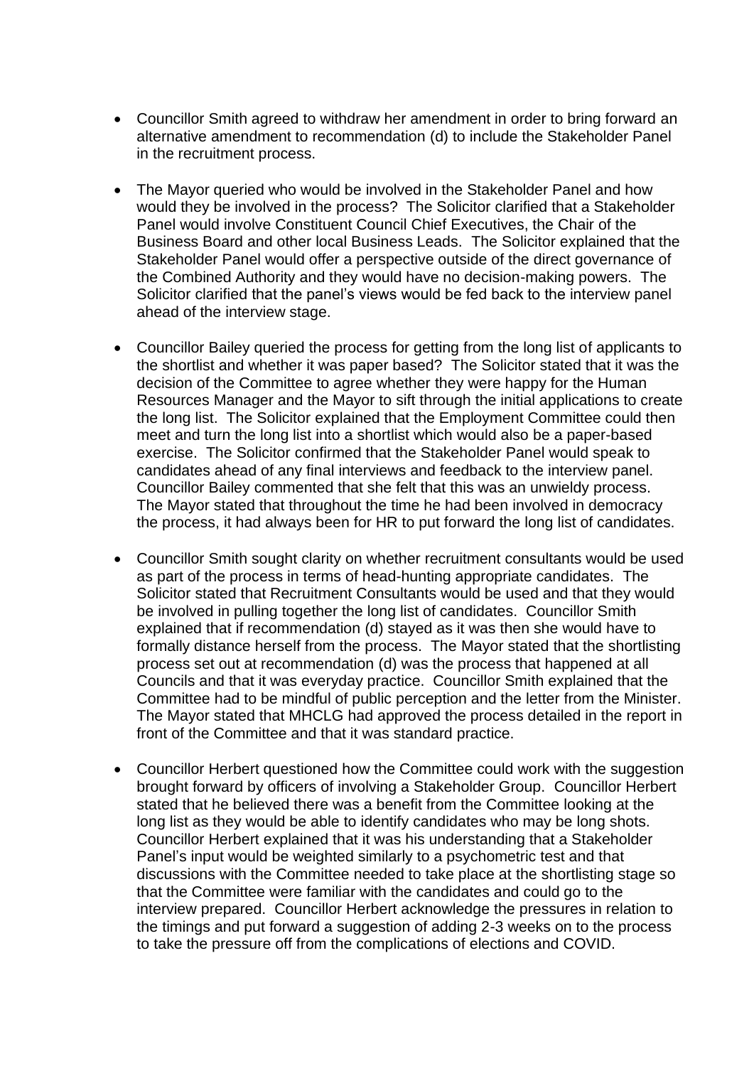- Councillor Smith agreed to withdraw her amendment in order to bring forward an alternative amendment to recommendation (d) to include the Stakeholder Panel in the recruitment process.

- The Mayor queried who would be involved in the Stakeholder Panel and how would they be involved in the process? The Solicitor clarified that a Stakeholder Panel would involve Constituent Council Chief Executives, the Chair of the Business Board and other local Business Leads. The Solicitor explained that the Stakeholder Panel would offer a perspective outside of the direct governance of the Combined Authority and they would have no decision-making powers. The Solicitor clarified that the panel's views would be fed back to the interview panel ahead of the interview stage.

- Councillor Bailey queried the process for getting from the long list of applicants to the shortlist and whether it was paper based? The Solicitor stated that it was the decision of the Committee to agree whether they were happy for the Human Resources Manager and the Mayor to sift through the initial applications to create the long list. The Solicitor explained that the Employment Committee could then meet and turn the long list into a shortlist which would also be a paper-based exercise. The Solicitor confirmed that the Stakeholder Panel would speak to candidates ahead of any final interviews and feedback to the interview panel. Councillor Bailey commented that she felt that this was an unwieldy process. The Mayor stated that throughout the time he had been involved in democracy the process, it had always been for HR to put forward the long list of candidates.

- Councillor Smith sought clarity on whether recruitment consultants would be used as part of the process in terms of head-hunting appropriate candidates. The Solicitor stated that Recruitment Consultants would be used and that they would be involved in pulling together the long list of candidates. Councillor Smith explained that if recommendation (d) stayed as it was then she would have to formally distance herself from the process. The Mayor stated that the shortlisting process set out at recommendation (d) was the process that happened at all Councils and that it was everyday practice. Councillor Smith explained that the Committee had to be mindful of public perception and the letter from the Minister. The Mayor stated that MHCLG had approved the process detailed in the report in front of the Committee and that it was standard practice.

- Councillor Herbert questioned how the Committee could work with the suggestion brought forward by officers of involving a Stakeholder Group. Councillor Herbert stated that he believed there was a benefit from the Committee looking at the long list as they would be able to identify candidates who may be long shots. Councillor Herbert explained that it was his understanding that a Stakeholder Panel's input would be weighted similarly to a psychometric test and that discussions with the Committee needed to take place at the shortlisting stage so that the Committee were familiar with the candidates and could go to the interview prepared. Councillor Herbert acknowledge the pressures in relation to the timings and put forward a suggestion of adding 2-3 weeks on to the process to take the pressure off from the complications of elections and COVID.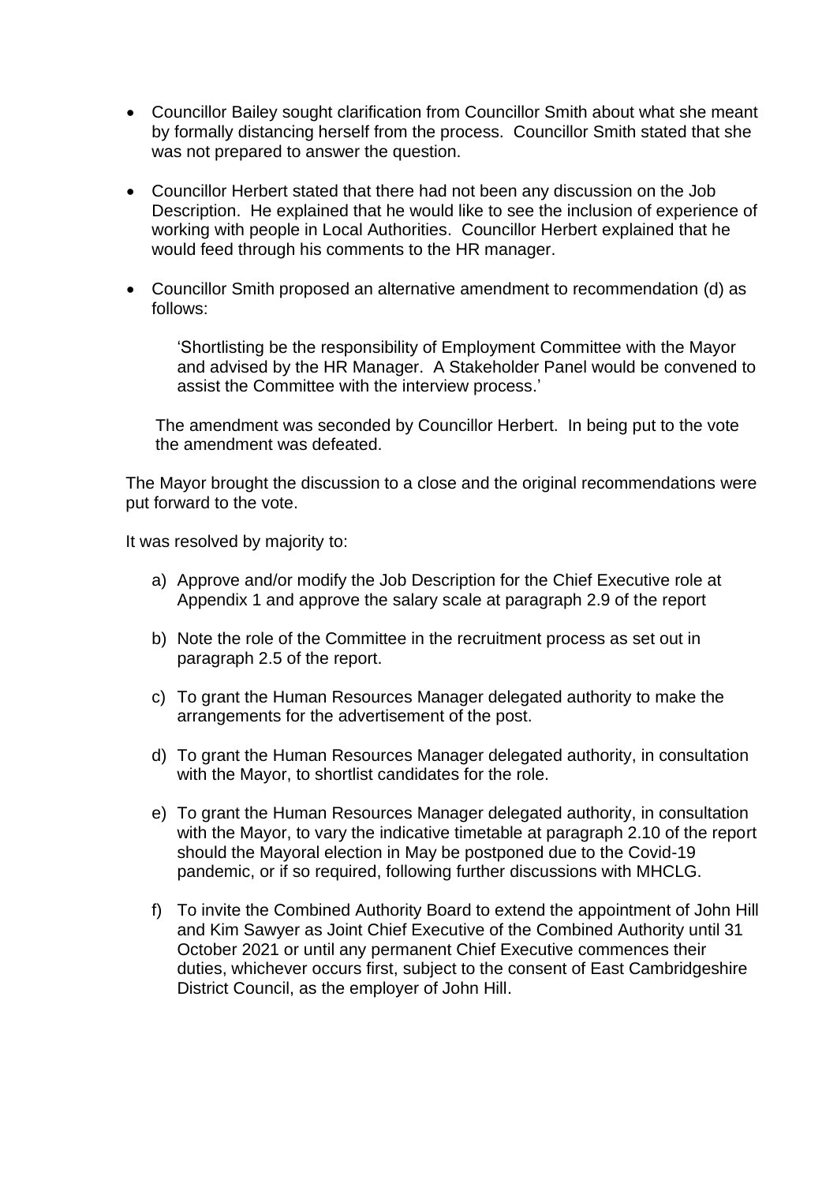- Councillor Bailey sought clarification from Councillor Smith about what she meant by formally distancing herself from the process. Councillor Smith stated that she was not prepared to answer the question.

- Councillor Herbert stated that there had not been any discussion on the Job Description. He explained that he would like to see the inclusion of experience of working with people in Local Authorities. Councillor Herbert explained that he would feed through his comments to the HR manager.

- Councillor Smith proposed an alternative amendment to recommendation (d) as follows:

  > 'Shortlisting be the responsibility of Employment Committee with the Mayor and advised by the HR Manager. A Stakeholder Panel would be convened to assist the Committee with the interview process.'

  The amendment was seconded by Councillor Herbert. In being put to the vote the amendment was defeated.

The Mayor brought the discussion to a close and the original recommendations were put forward to the vote.

It was resolved by majority to:

a) Approve and/or modify the Job Description for the Chief Executive role at Appendix 1 and approve the salary scale at paragraph 2.9 of the report

b) Note the role of the Committee in the recruitment process as set out in paragraph 2.5 of the report.

c) To grant the Human Resources Manager delegated authority to make the arrangements for the advertisement of the post.

d) To grant the Human Resources Manager delegated authority, in consultation with the Mayor, to shortlist candidates for the role.

e) To grant the Human Resources Manager delegated authority, in consultation with the Mayor, to vary the indicative timetable at paragraph 2.10 of the report should the Mayoral election in May be postponed due to the Covid-19 pandemic, or if so required, following further discussions with MHCLG.

f) To invite the Combined Authority Board to extend the appointment of John Hill and Kim Sawyer as Joint Chief Executive of the Combined Authority until 31 October 2021 or until any permanent Chief Executive commences their duties, whichever occurs first, subject to the consent of East Cambridgeshire District Council, as the employer of John Hill.